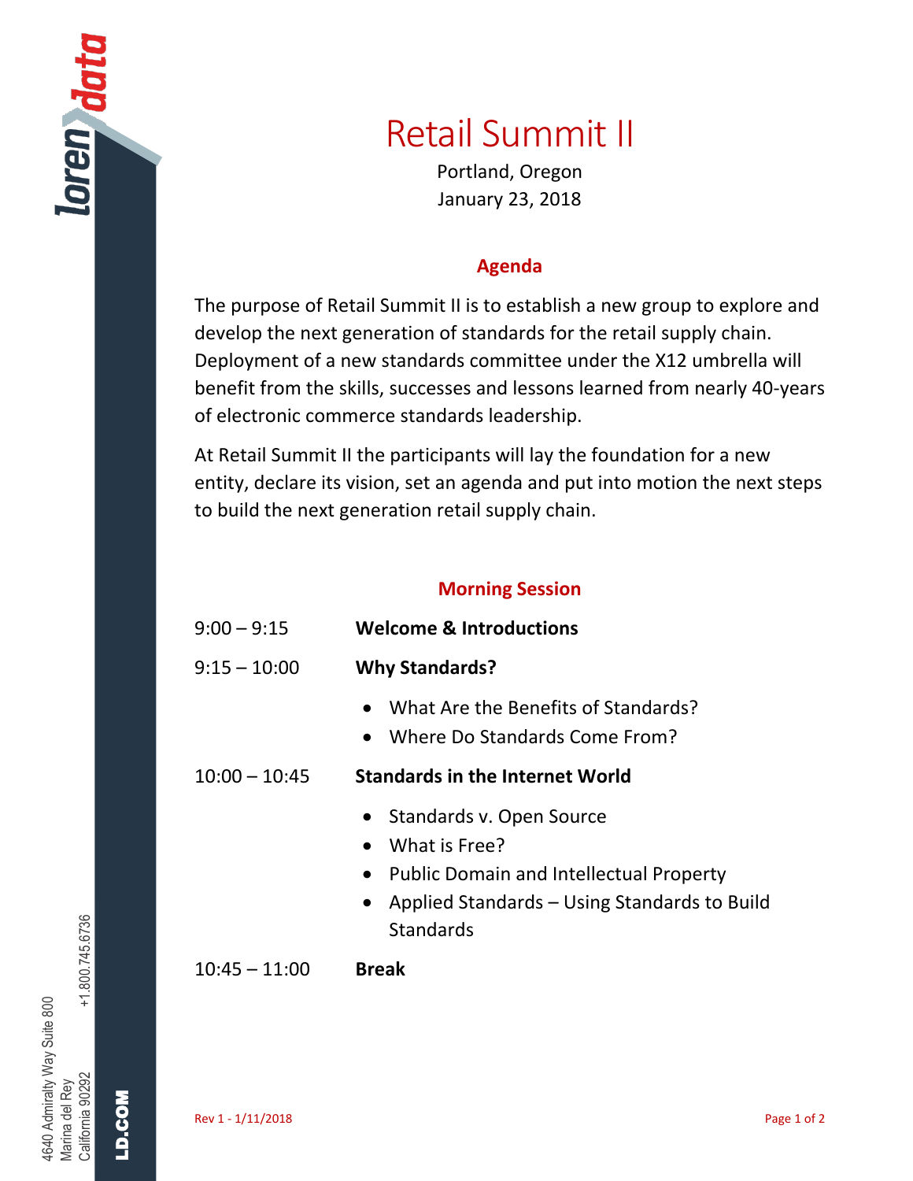# Retail Summit II

Portland, Oregon
January 23, 2018

## Agenda

The purpose of Retail Summit II is to establish a new group to explore and develop the next generation of standards for the retail supply chain. Deployment of a new standards committee under the X12 umbrella will benefit from the skills, successes and lessons learned from nearly 40-years of electronic commerce standards leadership.

At Retail Summit II the participants will lay the foundation for a new entity, declare its vision, set an agenda and put into motion the next steps to build the next generation retail supply chain.

### Morning Session

9:00 – 9:15 **Welcome & Introductions**

9:15 – 10:00 **Why Standards?**

- What Are the Benefits of Standards?
- Where Do Standards Come From?

10:00 – 10:45 **Standards in the Internet World**

- Standards v. Open Source
- What is Free?
- Public Domain and Intellectual Property
- Applied Standards – Using Standards to Build Standards

10:45 – 11:00 **Break**

Rev 1 - 1/11/2018

4640 Admiralty Way Suite 800
Marina del Rey
California 90292
+1.800.745.6736
LD.COM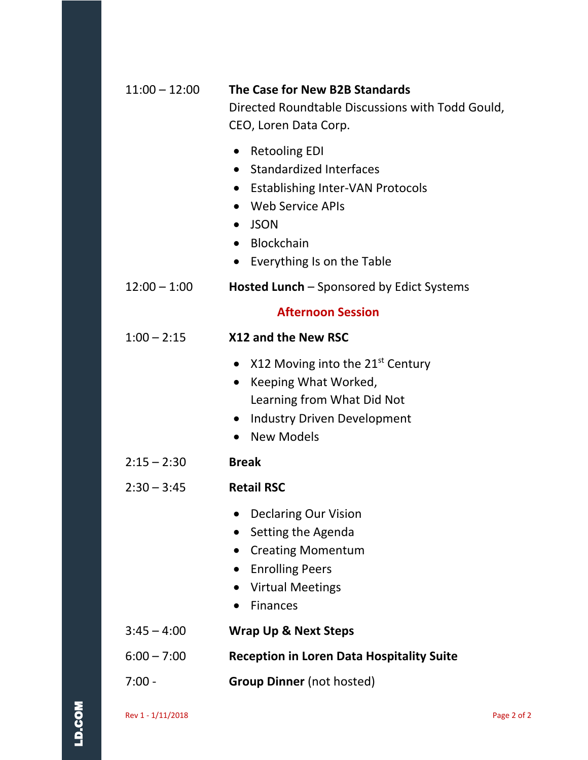| | |
|---|---|
| 11:00 – 12:00 | **The Case for New B2B Standards**<br>Directed Roundtable Discussions with Todd Gould, CEO, Loren Data Corp.<br>• Retooling EDI<br>• Standardized Interfaces<br>• Establishing Inter-VAN Protocols<br>• Web Service APIs<br>• JSON<br>• Blockchain<br>• Everything Is on the Table |
| 12:00 – 1:00 | **Hosted Lunch** – Sponsored by Edict Systems |
| | **Afternoon Session** |
| 1:00 – 2:15 | **X12 and the New RSC**<br>• X12 Moving into the 21st Century<br>• Keeping What Worked, Learning from What Did Not<br>• Industry Driven Development<br>• New Models |
| 2:15 – 2:30 | **Break** |
| 2:30 – 3:45 | **Retail RSC**<br>• Declaring Our Vision<br>• Setting the Agenda<br>• Creating Momentum<br>• Enrolling Peers<br>• Virtual Meetings<br>• Finances |
| 3:45 – 4:00 | **Wrap Up & Next Steps** |
| 6:00 – 7:00 | **Reception in Loren Data Hospitality Suite** |
| 7:00 - | **Group Dinner** (not hosted) |

Rev 1 - 1/11/2018